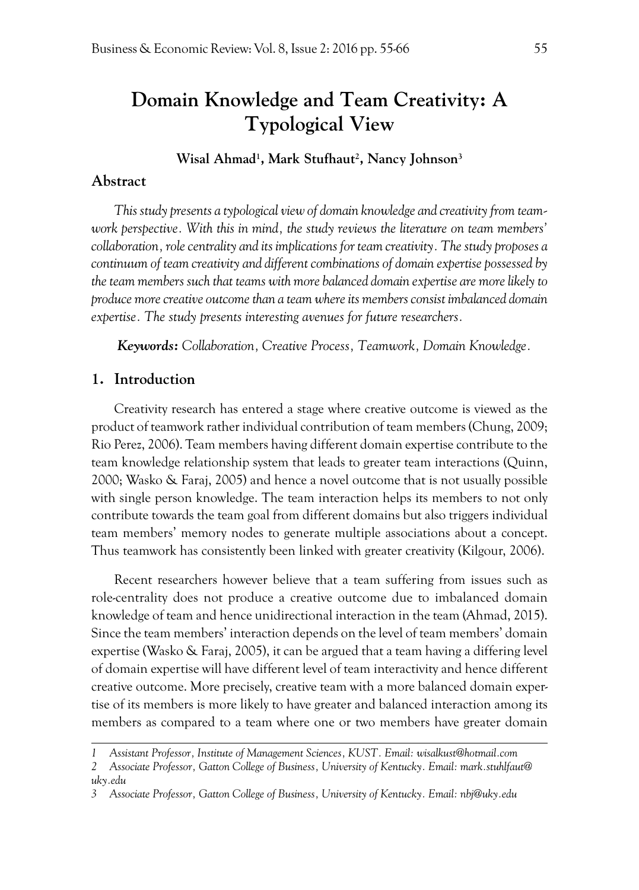# Domain Knowledge and Team Creativity: A Typological View

**Wisal Ahmad[1], Mark Stufhaut[2], Nancy Johnson[3]**

## Abstract

*This study presents a typological view of domain knowledge and creativity from teamwork perspective. With this in mind, the study reviews the literature on team members' collaboration, role centrality and its implications for team creativity. The study proposes a continuum of team creativity and different combinations of domain expertise possessed by the team members such that teams with more balanced domain expertise are more likely to produce more creative outcome than a team where its members consist imbalanced domain expertise. The study presents interesting avenues for future researchers.*

***Keywords:*** *Collaboration, Creative Process, Teamwork, Domain Knowledge.*

## 1. Introduction

Creativity research has entered a stage where creative outcome is viewed as the product of teamwork rather individual contribution of team members (Chung, 2009; Rio Perez, 2006). Team members having different domain expertise contribute to the team knowledge relationship system that leads to greater team interactions (Quinn, 2000; Wasko & Faraj, 2005) and hence a novel outcome that is not usually possible with single person knowledge. The team interaction helps its members to not only contribute towards the team goal from different domains but also triggers individual team members' memory nodes to generate multiple associations about a concept. Thus teamwork has consistently been linked with greater creativity (Kilgour, 2006).

Recent researchers however believe that a team suffering from issues such as role-centrality does not produce a creative outcome due to imbalanced domain knowledge of team and hence unidirectional interaction in the team (Ahmad, 2015). Since the team members' interaction depends on the level of team members' domain expertise (Wasko & Faraj, 2005), it can be argued that a team having a differing level of domain expertise will have different level of team interactivity and hence different creative outcome. More precisely, creative team with a more balanced domain expertise of its members is more likely to have greater and balanced interaction among its members as compared to a team where one or two members have greater domain

---

1 *Assistant Professor, Institute of Management Sciences, KUST. Email: wisalkust@hotmail.com*

2 *Associate Professor, Gatton College of Business, University of Kentucky. Email: mark.stuhlfaut@uky.edu*

3 *Associate Professor, Gatton College of Business, University of Kentucky. Email: nbj@uky.edu*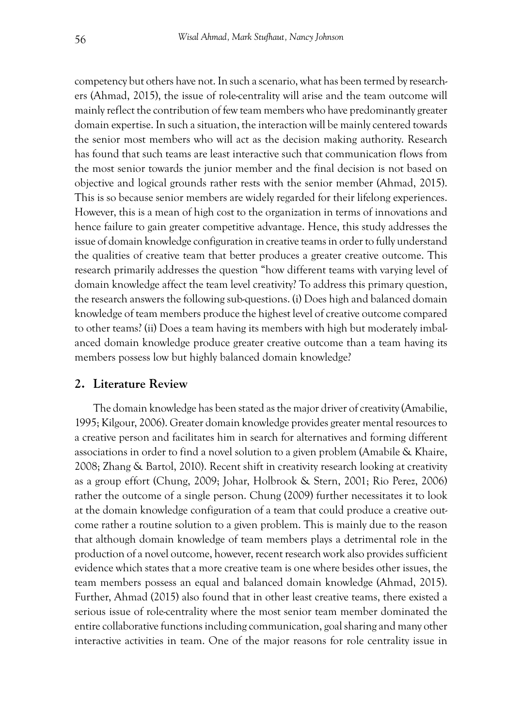competency but others have not. In such a scenario, what has been termed by researchers (Ahmad, 2015), the issue of role-centrality will arise and the team outcome will mainly reflect the contribution of few team members who have predominantly greater domain expertise. In such a situation, the interaction will be mainly centered towards the senior most members who will act as the decision making authority. Research has found that such teams are least interactive such that communication flows from the most senior towards the junior member and the final decision is not based on objective and logical grounds rather rests with the senior member (Ahmad, 2015). This is so because senior members are widely regarded for their lifelong experiences. However, this is a mean of high cost to the organization in terms of innovations and hence failure to gain greater competitive advantage. Hence, this study addresses the issue of domain knowledge configuration in creative teams in order to fully understand the qualities of creative team that better produces a greater creative outcome. This research primarily addresses the question "how different teams with varying level of domain knowledge affect the team level creativity? To address this primary question, the research answers the following sub-questions. (i) Does high and balanced domain knowledge of team members produce the highest level of creative outcome compared to other teams? (ii) Does a team having its members with high but moderately imbalanced domain knowledge produce greater creative outcome than a team having its members possess low but highly balanced domain knowledge?

## 2. Literature Review

The domain knowledge has been stated as the major driver of creativity (Amabilie, 1995; Kilgour, 2006). Greater domain knowledge provides greater mental resources to a creative person and facilitates him in search for alternatives and forming different associations in order to find a novel solution to a given problem (Amabile & Khaire, 2008; Zhang & Bartol, 2010). Recent shift in creativity research looking at creativity as a group effort (Chung, 2009; Johar, Holbrook & Stern, 2001; Rio Perez, 2006) rather the outcome of a single person. Chung (2009) further necessitates it to look at the domain knowledge configuration of a team that could produce a creative outcome rather a routine solution to a given problem. This is mainly due to the reason that although domain knowledge of team members plays a detrimental role in the production of a novel outcome, however, recent research work also provides sufficient evidence which states that a more creative team is one where besides other issues, the team members possess an equal and balanced domain knowledge (Ahmad, 2015). Further, Ahmad (2015) also found that in other least creative teams, there existed a serious issue of role-centrality where the most senior team member dominated the entire collaborative functions including communication, goal sharing and many other interactive activities in team. One of the major reasons for role centrality issue in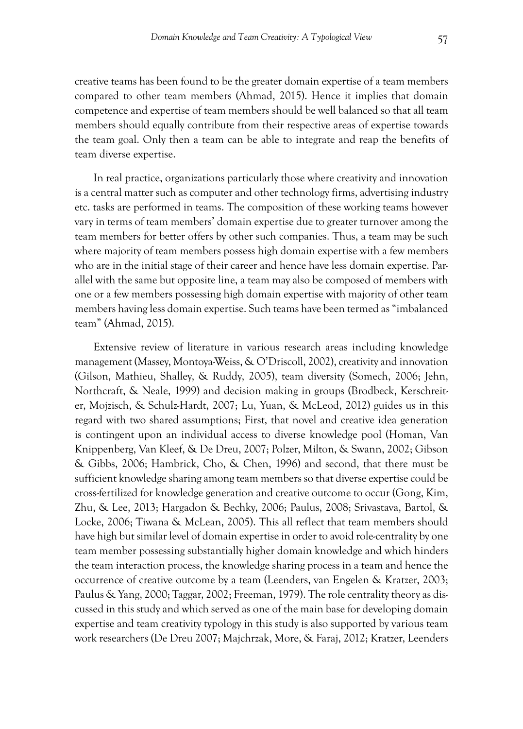creative teams has been found to be the greater domain expertise of a team members compared to other team members (Ahmad, 2015). Hence it implies that domain competence and expertise of team members should be well balanced so that all team members should equally contribute from their respective areas of expertise towards the team goal. Only then a team can be able to integrate and reap the benefits of team diverse expertise.

In real practice, organizations particularly those where creativity and innovation is a central matter such as computer and other technology firms, advertising industry etc. tasks are performed in teams. The composition of these working teams however vary in terms of team members' domain expertise due to greater turnover among the team members for better offers by other such companies. Thus, a team may be such where majority of team members possess high domain expertise with a few members who are in the initial stage of their career and hence have less domain expertise. Parallel with the same but opposite line, a team may also be composed of members with one or a few members possessing high domain expertise with majority of other team members having less domain expertise. Such teams have been termed as "imbalanced team" (Ahmad, 2015).

Extensive review of literature in various research areas including knowledge management (Massey, Montoya-Weiss, & O'Driscoll, 2002), creativity and innovation (Gilson, Mathieu, Shalley, & Ruddy, 2005), team diversity (Somech, 2006; Jehn, Northcraft, & Neale, 1999) and decision making in groups (Brodbeck, Kerschreiter, Mojzisch, & Schulz-Hardt, 2007; Lu, Yuan, & McLeod, 2012) guides us in this regard with two shared assumptions; First, that novel and creative idea generation is contingent upon an individual access to diverse knowledge pool (Homan, Van Knippenberg, Van Kleef, & De Dreu, 2007; Polzer, Milton, & Swann, 2002; Gibson & Gibbs, 2006; Hambrick, Cho, & Chen, 1996) and second, that there must be sufficient knowledge sharing among team members so that diverse expertise could be cross-fertilized for knowledge generation and creative outcome to occur (Gong, Kim, Zhu, & Lee, 2013; Hargadon & Bechky, 2006; Paulus, 2008; Srivastava, Bartol, & Locke, 2006; Tiwana & McLean, 2005). This all reflect that team members should have high but similar level of domain expertise in order to avoid role-centrality by one team member possessing substantially higher domain knowledge and which hinders the team interaction process, the knowledge sharing process in a team and hence the occurrence of creative outcome by a team (Leenders, van Engelen & Kratzer, 2003; Paulus & Yang, 2000; Taggar, 2002; Freeman, 1979). The role centrality theory as discussed in this study and which served as one of the main base for developing domain expertise and team creativity typology in this study is also supported by various team work researchers (De Dreu 2007; Majchrzak, More, & Faraj, 2012; Kratzer, Leenders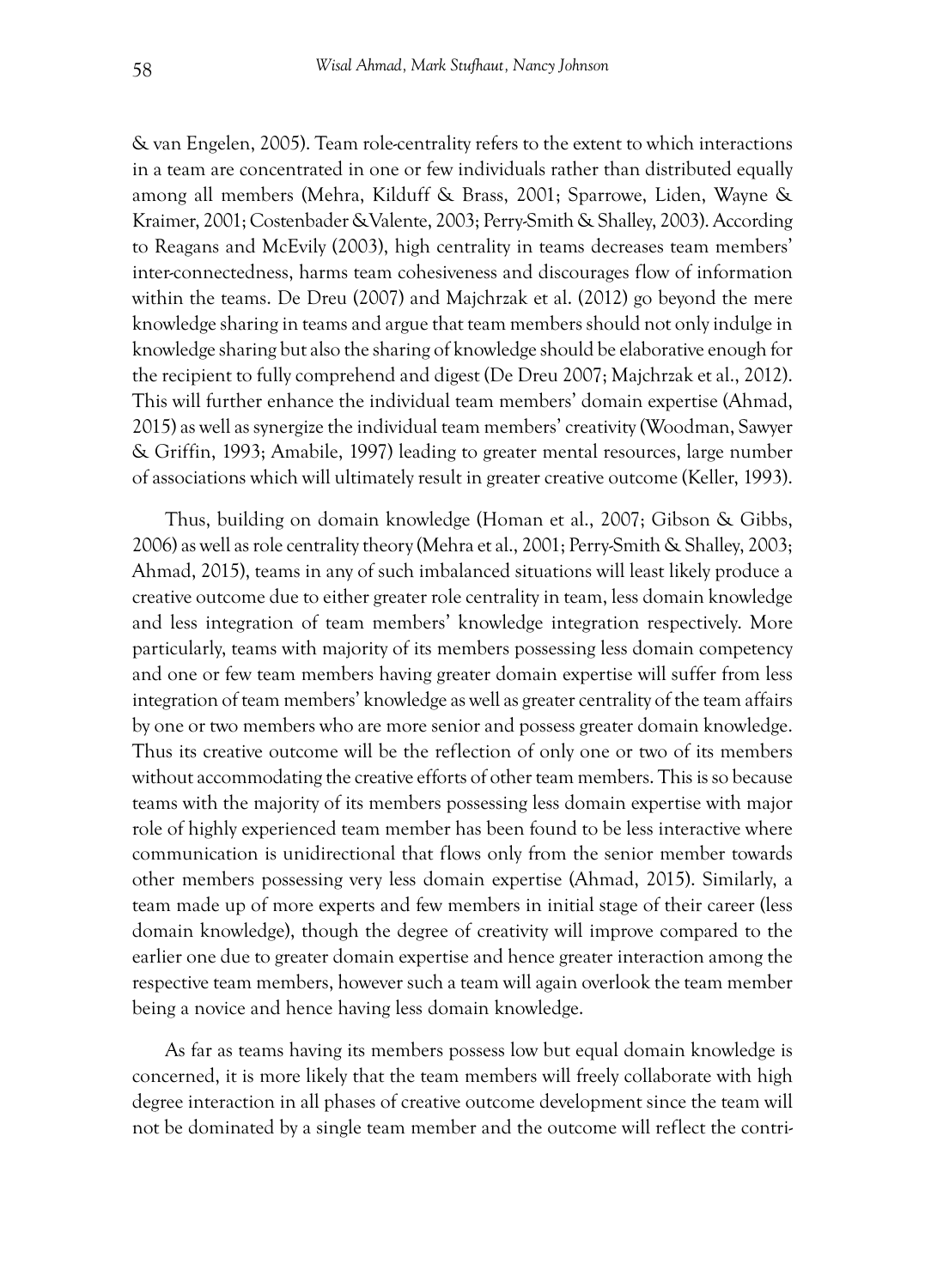& van Engelen, 2005). Team role-centrality refers to the extent to which interactions in a team are concentrated in one or few individuals rather than distributed equally among all members (Mehra, Kilduff & Brass, 2001; Sparrowe, Liden, Wayne & Kraimer, 2001; Costenbader &Valente, 2003; Perry-Smith & Shalley, 2003). According to Reagans and McEvily (2003), high centrality in teams decreases team members' inter-connectedness, harms team cohesiveness and discourages flow of information within the teams. De Dreu (2007) and Majchrzak et al. (2012) go beyond the mere knowledge sharing in teams and argue that team members should not only indulge in knowledge sharing but also the sharing of knowledge should be elaborative enough for the recipient to fully comprehend and digest (De Dreu 2007; Majchrzak et al., 2012). This will further enhance the individual team members' domain expertise (Ahmad, 2015) as well as synergize the individual team members' creativity (Woodman, Sawyer & Griffin, 1993; Amabile, 1997) leading to greater mental resources, large number of associations which will ultimately result in greater creative outcome (Keller, 1993).

Thus, building on domain knowledge (Homan et al., 2007; Gibson & Gibbs, 2006) as well as role centrality theory (Mehra et al., 2001; Perry-Smith & Shalley, 2003; Ahmad, 2015), teams in any of such imbalanced situations will least likely produce a creative outcome due to either greater role centrality in team, less domain knowledge and less integration of team members' knowledge integration respectively. More particularly, teams with majority of its members possessing less domain competency and one or few team members having greater domain expertise will suffer from less integration of team members' knowledge as well as greater centrality of the team affairs by one or two members who are more senior and possess greater domain knowledge. Thus its creative outcome will be the reflection of only one or two of its members without accommodating the creative efforts of other team members. This is so because teams with the majority of its members possessing less domain expertise with major role of highly experienced team member has been found to be less interactive where communication is unidirectional that flows only from the senior member towards other members possessing very less domain expertise (Ahmad, 2015). Similarly, a team made up of more experts and few members in initial stage of their career (less domain knowledge), though the degree of creativity will improve compared to the earlier one due to greater domain expertise and hence greater interaction among the respective team members, however such a team will again overlook the team member being a novice and hence having less domain knowledge.

As far as teams having its members possess low but equal domain knowledge is concerned, it is more likely that the team members will freely collaborate with high degree interaction in all phases of creative outcome development since the team will not be dominated by a single team member and the outcome will reflect the contri-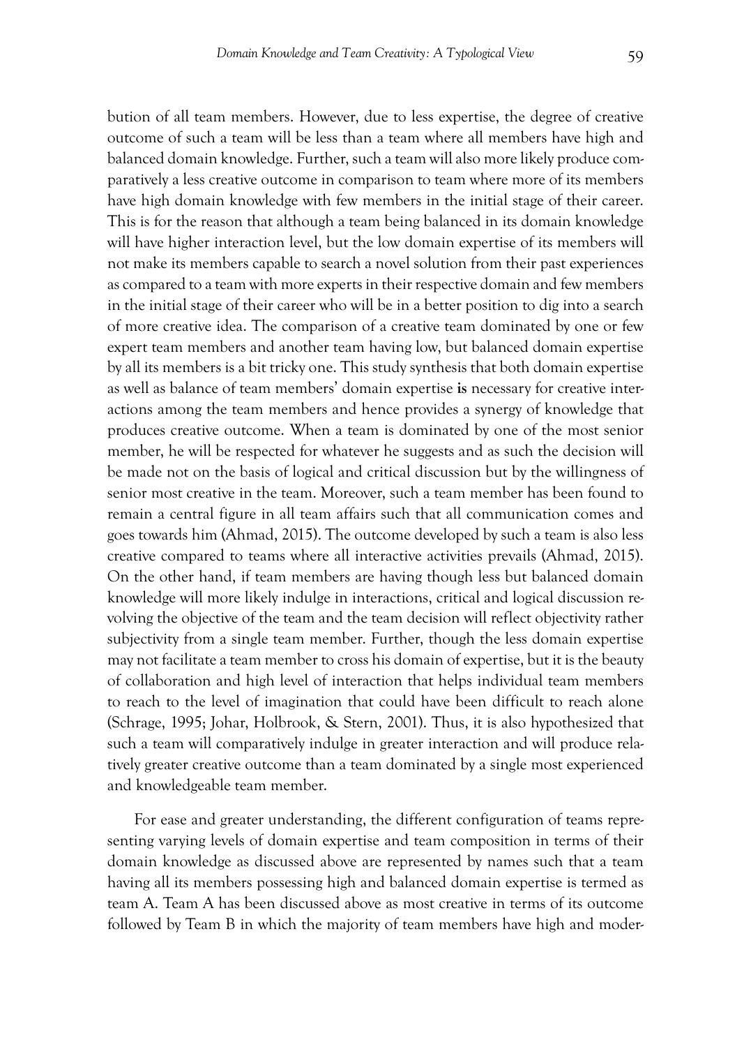bution of all team members. However, due to less expertise, the degree of creative outcome of such a team will be less than a team where all members have high and balanced domain knowledge. Further, such a team will also more likely produce comparatively a less creative outcome in comparison to team where more of its members have high domain knowledge with few members in the initial stage of their career. This is for the reason that although a team being balanced in its domain knowledge will have higher interaction level, but the low domain expertise of its members will not make its members capable to search a novel solution from their past experiences as compared to a team with more experts in their respective domain and few members in the initial stage of their career who will be in a better position to dig into a search of more creative idea. The comparison of a creative team dominated by one or few expert team members and another team having low, but balanced domain expertise by all its members is a bit tricky one. This study synthesis that both domain expertise as well as balance of team members' domain expertise **is** necessary for creative interactions among the team members and hence provides a synergy of knowledge that produces creative outcome. When a team is dominated by one of the most senior member, he will be respected for whatever he suggests and as such the decision will be made not on the basis of logical and critical discussion but by the willingness of senior most creative in the team. Moreover, such a team member has been found to remain a central figure in all team affairs such that all communication comes and goes towards him (Ahmad, 2015). The outcome developed by such a team is also less creative compared to teams where all interactive activities prevails (Ahmad, 2015). On the other hand, if team members are having though less but balanced domain knowledge will more likely indulge in interactions, critical and logical discussion revolving the objective of the team and the team decision will reflect objectivity rather subjectivity from a single team member. Further, though the less domain expertise may not facilitate a team member to cross his domain of expertise, but it is the beauty of collaboration and high level of interaction that helps individual team members to reach to the level of imagination that could have been difficult to reach alone (Schrage, 1995; Johar, Holbrook, & Stern, 2001). Thus, it is also hypothesized that such a team will comparatively indulge in greater interaction and will produce relatively greater creative outcome than a team dominated by a single most experienced and knowledgeable team member.

For ease and greater understanding, the different configuration of teams representing varying levels of domain expertise and team composition in terms of their domain knowledge as discussed above are represented by names such that a team having all its members possessing high and balanced domain expertise is termed as team A. Team A has been discussed above as most creative in terms of its outcome followed by Team B in which the majority of team members have high and moder-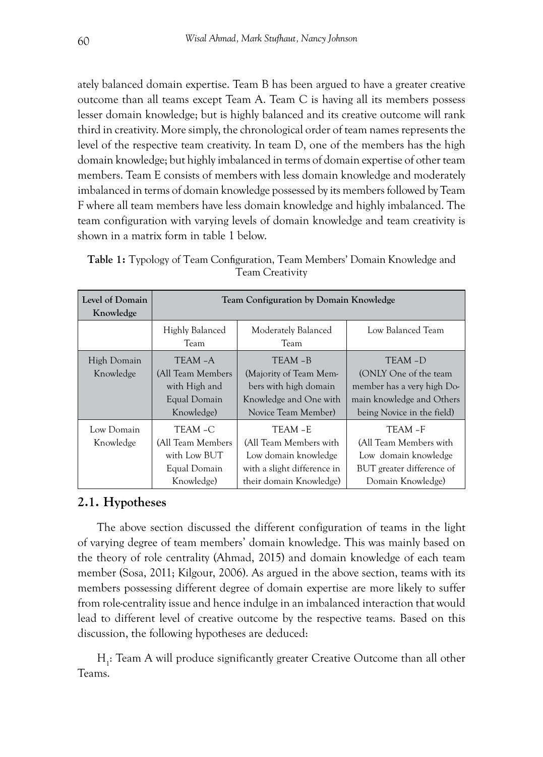ately balanced domain expertise. Team B has been argued to have a greater creative outcome than all teams except Team A. Team C is having all its members possess lesser domain knowledge; but is highly balanced and its creative outcome will rank third in creativity. More simply, the chronological order of team names represents the level of the respective team creativity. In team D, one of the members has the high domain knowledge; but highly imbalanced in terms of domain expertise of other team members. Team E consists of members with less domain knowledge and moderately imbalanced in terms of domain knowledge possessed by its members followed by Team F where all team members have less domain knowledge and highly imbalanced. The team configuration with varying levels of domain knowledge and team creativity is shown in a matrix form in table 1 below.

**Table 1:** Typology of Team Configuration, Team Members' Domain Knowledge and Team Creativity

| Level of Domain Knowledge | Team Configuration by Domain Knowledge | | |
|---|---|---|---|
| | Highly Balanced Team | Moderately Balanced Team | Low Balanced Team |
| High Domain Knowledge | TEAM –A (All Team Members with High and Equal Domain Knowledge) | TEAM –B (Majority of Team Members with high domain Knowledge and One with Novice Team Member) | TEAM –D (ONLY One of the team member has a very high Domain knowledge and Others being Novice in the field) |
| Low Domain Knowledge | TEAM –C (All Team Members with Low BUT Equal Domain Knowledge) | TEAM –E (All Team Members with Low domain knowledge with a slight difference in their domain Knowledge) | TEAM –F (All Team Members with Low domain knowledge BUT greater difference of Domain Knowledge) |

## 2.1. Hypotheses

The above section discussed the different configuration of teams in the light of varying degree of team members' domain knowledge. This was mainly based on the theory of role centrality (Ahmad, 2015) and domain knowledge of each team member (Sosa, 2011; Kilgour, 2006). As argued in the above section, teams with its members possessing different degree of domain expertise are more likely to suffer from role-centrality issue and hence indulge in an imbalanced interaction that would lead to different level of creative outcome by the respective teams. Based on this discussion, the following hypotheses are deduced:

$H_1$: Team A will produce significantly greater Creative Outcome than all other Teams.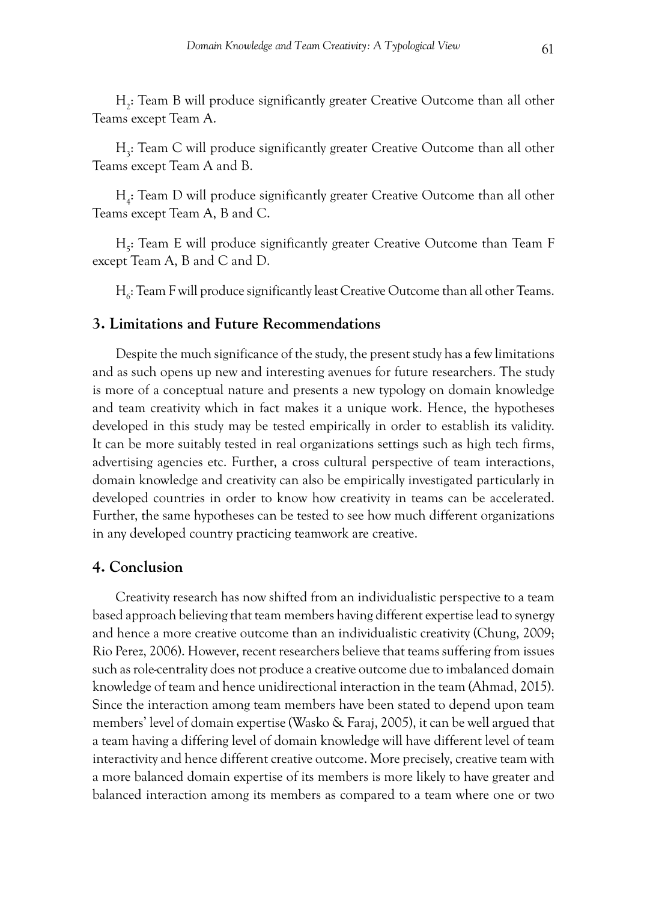$H_2$: Team B will produce significantly greater Creative Outcome than all other Teams except Team A.

$H_3$: Team C will produce significantly greater Creative Outcome than all other Teams except Team A and B.

$H_4$: Team D will produce significantly greater Creative Outcome than all other Teams except Team A, B and C.

$H_5$: Team E will produce significantly greater Creative Outcome than Team F except Team A, B and C and D.

$H_6$: Team F will produce significantly least Creative Outcome than all other Teams.

## 3. Limitations and Future Recommendations

Despite the much significance of the study, the present study has a few limitations and as such opens up new and interesting avenues for future researchers. The study is more of a conceptual nature and presents a new typology on domain knowledge and team creativity which in fact makes it a unique work. Hence, the hypotheses developed in this study may be tested empirically in order to establish its validity. It can be more suitably tested in real organizations settings such as high tech firms, advertising agencies etc. Further, a cross cultural perspective of team interactions, domain knowledge and creativity can also be empirically investigated particularly in developed countries in order to know how creativity in teams can be accelerated. Further, the same hypotheses can be tested to see how much different organizations in any developed country practicing teamwork are creative.

## 4. Conclusion

Creativity research has now shifted from an individualistic perspective to a team based approach believing that team members having different expertise lead to synergy and hence a more creative outcome than an individualistic creativity (Chung, 2009; Rio Perez, 2006). However, recent researchers believe that teams suffering from issues such as role-centrality does not produce a creative outcome due to imbalanced domain knowledge of team and hence unidirectional interaction in the team (Ahmad, 2015). Since the interaction among team members have been stated to depend upon team members' level of domain expertise (Wasko & Faraj, 2005), it can be well argued that a team having a differing level of domain knowledge will have different level of team interactivity and hence different creative outcome. More precisely, creative team with a more balanced domain expertise of its members is more likely to have greater and balanced interaction among its members as compared to a team where one or two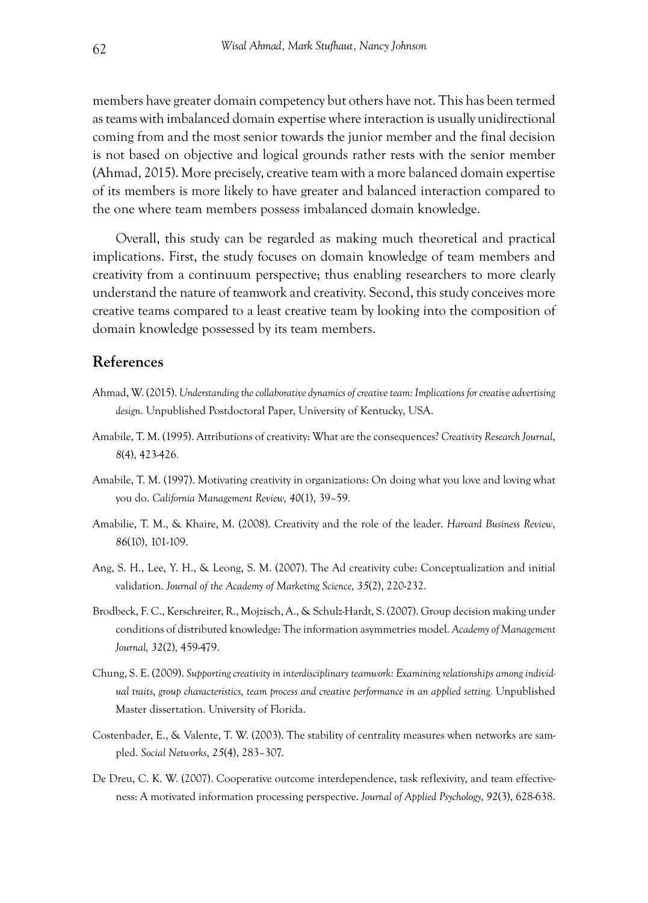members have greater domain competency but others have not. This has been termed as teams with imbalanced domain expertise where interaction is usually unidirectional coming from and the most senior towards the junior member and the final decision is not based on objective and logical grounds rather rests with the senior member (Ahmad, 2015). More precisely, creative team with a more balanced domain expertise of its members is more likely to have greater and balanced interaction compared to the one where team members possess imbalanced domain knowledge.

Overall, this study can be regarded as making much theoretical and practical implications. First, the study focuses on domain knowledge of team members and creativity from a continuum perspective; thus enabling researchers to more clearly understand the nature of teamwork and creativity. Second, this study conceives more creative teams compared to a least creative team by looking into the composition of domain knowledge possessed by its team members.

## References

Ahmad, W. (2015). *Understanding the collaborative dynamics of creative team: Implications for creative advertising design*. Unpublished Postdoctoral Paper, University of Kentucky, USA.

Amabile, T. M. (1995). Attributions of creativity: What are the consequences? *Creativity Research Journal*, *8*(4), 423-426.

Amabile, T. M. (1997). Motivating creativity in organizations: On doing what you love and loving what you do. *California Management Review, 40*(1), 39–59.

Amabilie, T. M., & Khaire, M. (2008). Creativity and the role of the leader. *Harvard Business Review*, *86*(10), 101-109.

Ang, S. H., Lee, Y. H., & Leong, S. M. (2007). The Ad creativity cube: Conceptualization and initial validation. *Journal of the Academy of Marketing Science, 35*(2), 220-232.

Brodbeck, F. C., Kerschreiter, R., Mojzisch, A., & Schulz-Hardt, S. (2007). Group decision making under conditions of distributed knowledge: The information asymmetries model. *Academy of Management Journal, 32*(2), 459-479.

Chung, S. E. (2009). *Supporting creativity in interdisciplinary teamwork: Examining relationships among individual traits, group characteristics, team process and creative performance in an applied setting.* Unpublished Master dissertation. University of Florida.

Costenbader, E., & Valente, T. W. (2003). The stability of centrality measures when networks are sampled. *Social Networks*, *25*(4), 283–307.

De Dreu, C. K. W. (2007). Cooperative outcome interdependence, task reflexivity, and team effectiveness: A motivated information processing perspective. *Journal of Applied Psychology, 92*(3), 628-638.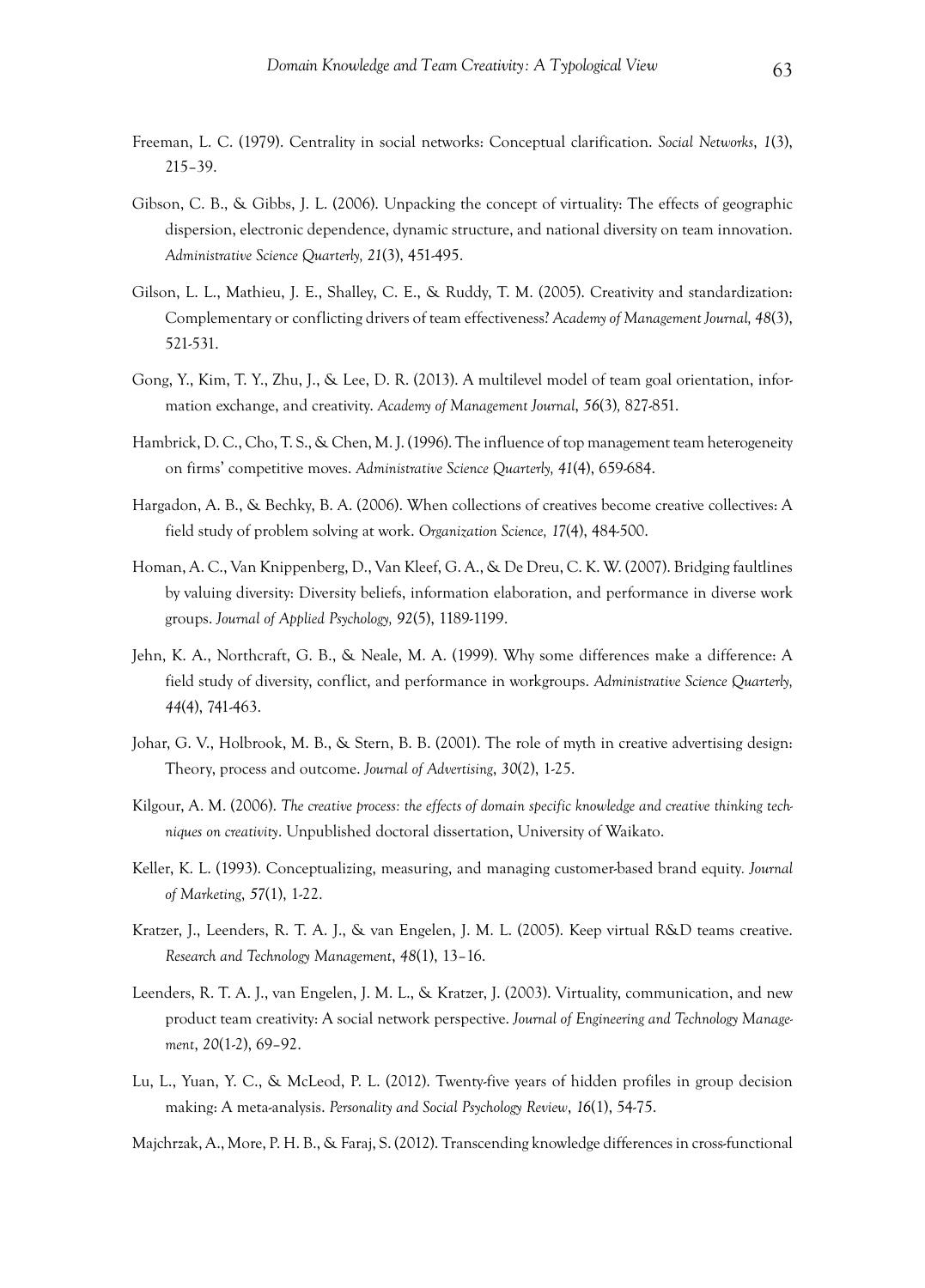Freeman, L. C. (1979). Centrality in social networks: Conceptual clarification. *Social Networks*, *1*(3), 215–39.

Gibson, C. B., & Gibbs, J. L. (2006). Unpacking the concept of virtuality: The effects of geographic dispersion, electronic dependence, dynamic structure, and national diversity on team innovation. *Administrative Science Quarterly, 21*(3), 451-495.

Gilson, L. L., Mathieu, J. E., Shalley, C. E., & Ruddy, T. M. (2005). Creativity and standardization: Complementary or conflicting drivers of team effectiveness? *Academy of Management Journal, 48*(3), 521-531.

Gong, Y., Kim, T. Y., Zhu, J., & Lee, D. R. (2013). A multilevel model of team goal orientation, information exchange, and creativity. *Academy of Management Journal*, *56*(3), 827-851.

Hambrick, D. C., Cho, T. S., & Chen, M. J. (1996). The influence of top management team heterogeneity on firms' competitive moves. *Administrative Science Quarterly, 41*(4), 659-684.

Hargadon, A. B., & Bechky, B. A. (2006). When collections of creatives become creative collectives: A field study of problem solving at work. *Organization Science, 17*(4), 484-500.

Homan, A. C., Van Knippenberg, D., Van Kleef, G. A., & De Dreu, C. K. W. (2007). Bridging faultlines by valuing diversity: Diversity beliefs, information elaboration, and performance in diverse work groups. *Journal of Applied Psychology, 92*(5), 1189-1199.

Jehn, K. A., Northcraft, G. B., & Neale, M. A. (1999). Why some differences make a difference: A field study of diversity, conflict, and performance in workgroups. *Administrative Science Quarterly, 44*(4), 741-463.

Johar, G. V., Holbrook, M. B., & Stern, B. B. (2001). The role of myth in creative advertising design: Theory, process and outcome. *Journal of Advertising*, *30*(2), 1-25.

Kilgour, A. M. (2006). *The creative process: the effects of domain specific knowledge and creative thinking techniques on creativity*. Unpublished doctoral dissertation, University of Waikato.

Keller, K. L. (1993). Conceptualizing, measuring, and managing customer-based brand equity. *Journal of Marketing*, *57*(1), 1-22.

Kratzer, J., Leenders, R. T. A. J., & van Engelen, J. M. L. (2005). Keep virtual R&D teams creative. *Research and Technology Management*, *48*(1), 13–16.

Leenders, R. T. A. J., van Engelen, J. M. L., & Kratzer, J. (2003). Virtuality, communication, and new product team creativity: A social network perspective. *Journal of Engineering and Technology Management*, *20*(1-2), 69–92.

Lu, L., Yuan, Y. C., & McLeod, P. L. (2012). Twenty-five years of hidden profiles in group decision making: A meta-analysis. *Personality and Social Psychology Review*, *16*(1), 54-75.

Majchrzak, A., More, P. H. B., & Faraj, S. (2012). Transcending knowledge differences in cross-functional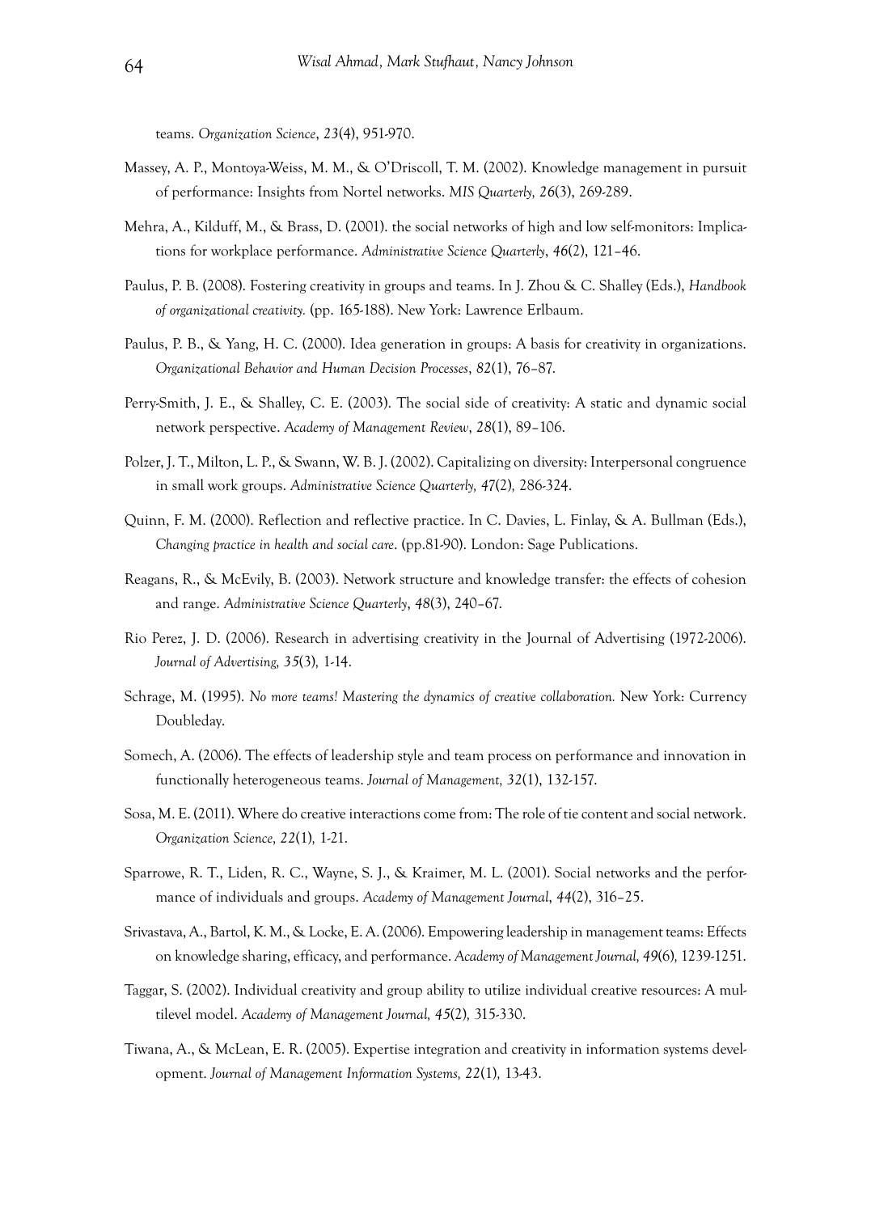teams. *Organization Science*, *23*(4), 951-970.

Massey, A. P., Montoya-Weiss, M. M., & O'Driscoll, T. M. (2002). Knowledge management in pursuit of performance: Insights from Nortel networks. *MIS Quarterly, 26*(3), 269-289.

Mehra, A., Kilduff, M., & Brass, D. (2001). the social networks of high and low self-monitors: Implications for workplace performance. *Administrative Science Quarterly*, *46*(2), 121–46.

Paulus, P. B. (2008). Fostering creativity in groups and teams. In J. Zhou & C. Shalley (Eds.), *Handbook of organizational creativity.* (pp. 165-188). New York: Lawrence Erlbaum.

Paulus, P. B., & Yang, H. C. (2000). Idea generation in groups: A basis for creativity in organizations. *Organizational Behavior and Human Decision Processes*, *82*(1), 76–87.

Perry-Smith, J. E., & Shalley, C. E. (2003). The social side of creativity: A static and dynamic social network perspective. *Academy of Management Review*, *28*(1), 89–106.

Polzer, J. T., Milton, L. P., & Swann, W. B. J. (2002). Capitalizing on diversity: Interpersonal congruence in small work groups. *Administrative Science Quarterly, 47*(2)*,* 286-324.

Quinn, F. M. (2000). Reflection and reflective practice. In C. Davies, L. Finlay, & A. Bullman (Eds.), *Changing practice in health and social care*. (pp.81-90). London: Sage Publications.

Reagans, R., & McEvily, B. (2003). Network structure and knowledge transfer: the effects of cohesion and range. *Administrative Science Quarterly*, *48*(3), 240–67.

Rio Perez, J. D. (2006). Research in advertising creativity in the Journal of Advertising (1972-2006). *Journal of Advertising, 35*(3)*,* 1-14.

Schrage, M. (1995). *No more teams! Mastering the dynamics of creative collaboration.* New York: Currency Doubleday.

Somech, A. (2006). The effects of leadership style and team process on performance and innovation in functionally heterogeneous teams. *Journal of Management, 32*(1), 132-157.

Sosa, M. E. (2011). Where do creative interactions come from: The role of tie content and social network. *Organization Science, 22*(1)*,* 1-21.

Sparrowe, R. T., Liden, R. C., Wayne, S. J., & Kraimer, M. L. (2001). Social networks and the performance of individuals and groups. *Academy of Management Journal*, *44*(2), 316–25.

Srivastava, A., Bartol, K. M., & Locke, E. A. (2006). Empowering leadership in management teams: Effects on knowledge sharing, efficacy, and performance. *Academy of Management Journal, 49*(6)*,* 1239-1251.

Taggar, S. (2002). Individual creativity and group ability to utilize individual creative resources: A multilevel model. *Academy of Management Journal, 45*(2)*,* 315-330.

Tiwana, A., & McLean, E. R. (2005). Expertise integration and creativity in information systems development. *Journal of Management Information Systems, 22*(1)*,* 13-43.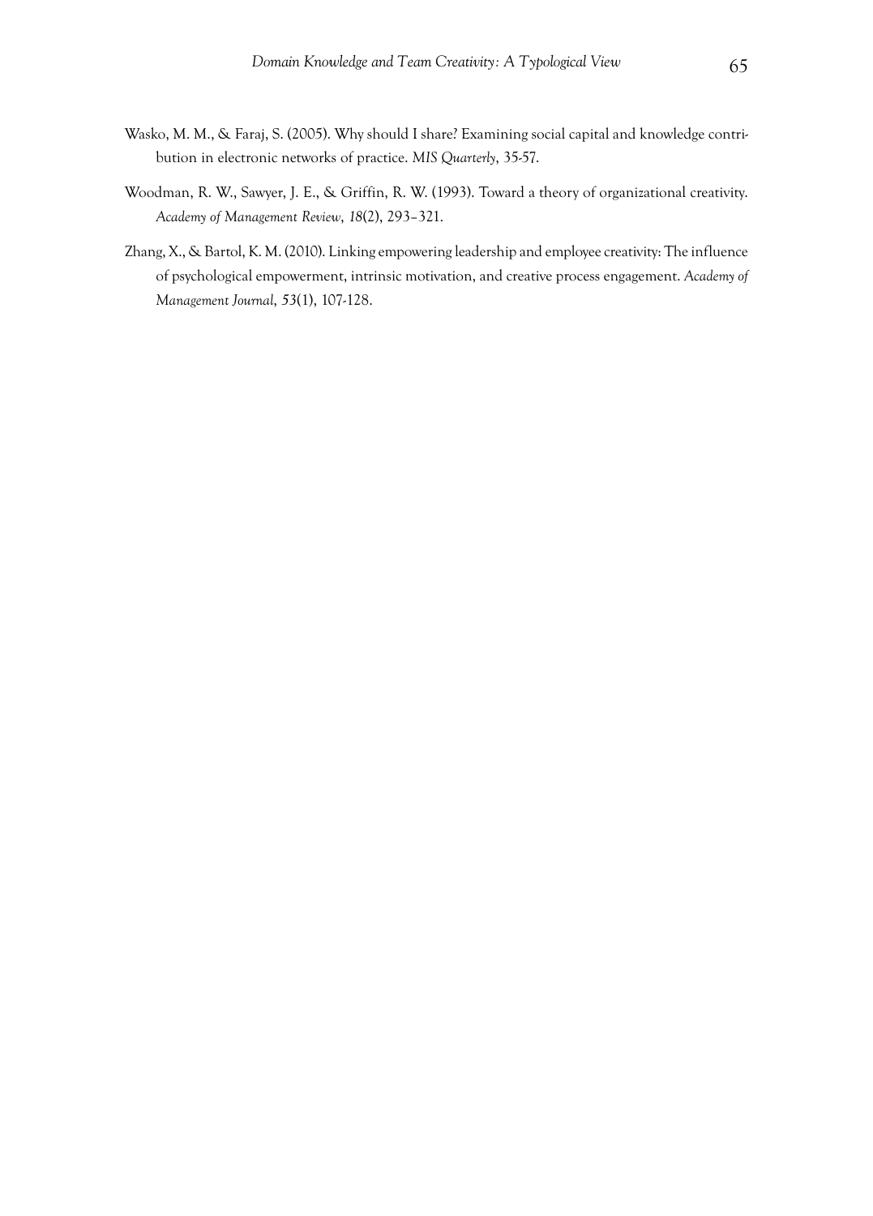Wasko, M. M., & Faraj, S. (2005). Why should I share? Examining social capital and knowledge contribution in electronic networks of practice. *MIS Quarterly*, 35-57.

Woodman, R. W., Sawyer, J. E., & Griffin, R. W. (1993). Toward a theory of organizational creativity. *Academy of Management Review*, *18*(2), 293–321.

Zhang, X., & Bartol, K. M. (2010). Linking empowering leadership and employee creativity: The influence of psychological empowerment, intrinsic motivation, and creative process engagement. *Academy of Management Journal*, *53*(1), 107-128.